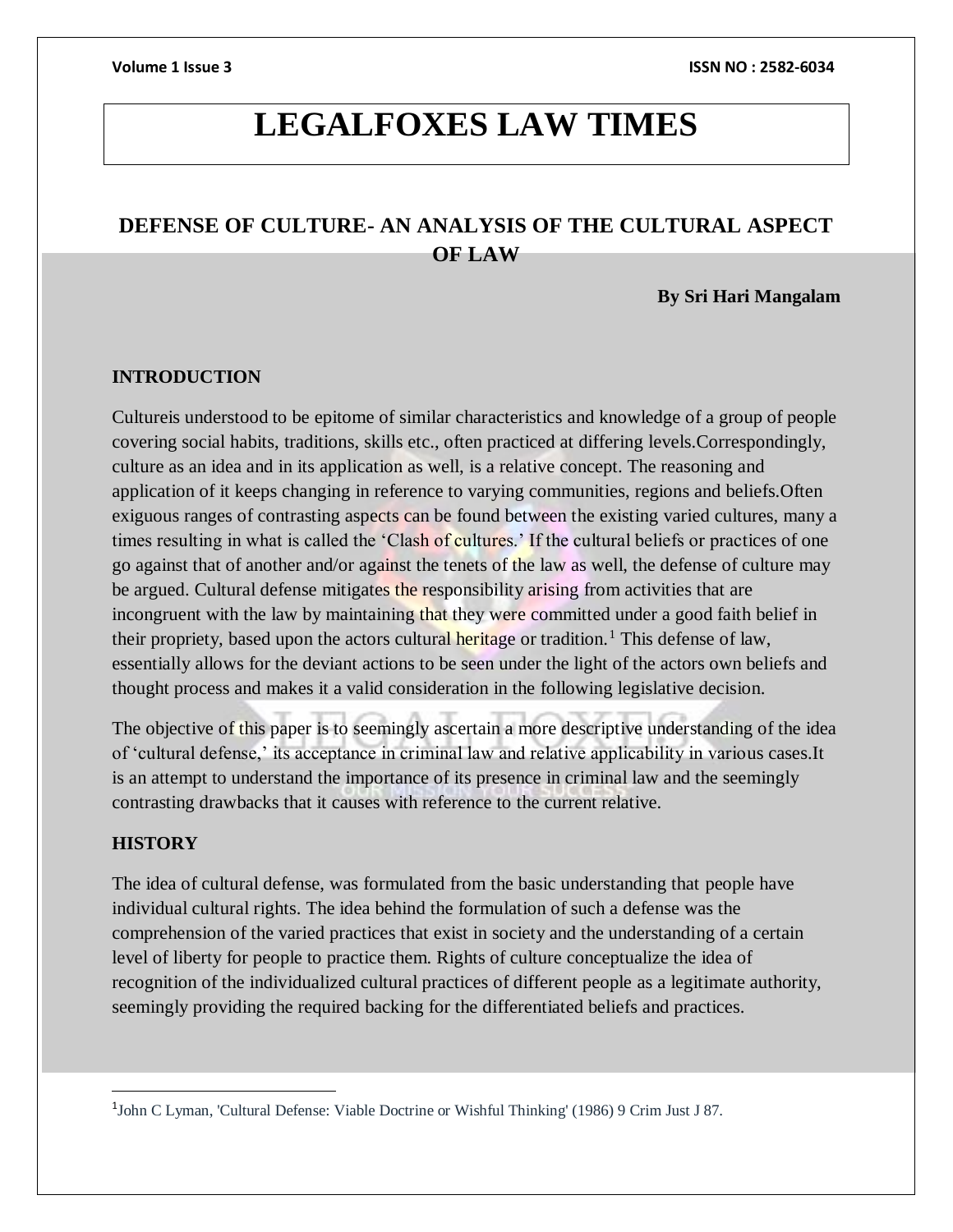# LEGALFOXES LAW TIMES

## DEFENSE OF CULTURE- AN ANALYSIS OF THE CULTURAL ASPECT OF LAW

**By Sri Hari Mangalam**

### INTRODUCTION

Cultureis understood to be epitome of similar characteristics and knowledge of a group of people covering social habits, traditions, skills etc., often practiced at differing levels.Correspondingly, culture as an idea and in its application as well, is a relative concept. The reasoning and application of it keeps changing in reference to varying communities, regions and beliefs.Often exiguous ranges of contrasting aspects can be found between the existing varied cultures, many a times resulting in what is called the 'Clash of cultures.' If the cultural beliefs or practices of one go against that of another and/or against the tenets of the law as well, the defense of culture may be argued. Cultural defense mitigates the responsibility arising from activities that are incongruent with the law by maintaining that they were committed under a good faith belief in their propriety, based upon the actors cultural heritage or tradition.[1] This defense of law, essentially allows for the deviant actions to be seen under the light of the actors own beliefs and thought process and makes it a valid consideration in the following legislative decision.

The objective of this paper is to seemingly ascertain a more descriptive understanding of the idea of 'cultural defense,' its acceptance in criminal law and relative applicability in various cases.It is an attempt to understand the importance of its presence in criminal law and the seemingly contrasting drawbacks that it causes with reference to the current relative.

### HISTORY

The idea of cultural defense, was formulated from the basic understanding that people have individual cultural rights. The idea behind the formulation of such a defense was the comprehension of the varied practices that exist in society and the understanding of a certain level of liberty for people to practice them. Rights of culture conceptualize the idea of recognition of the individualized cultural practices of different people as a legitimate authority, seemingly providing the required backing for the differentiated beliefs and practices.

---

[1] John C Lyman, 'Cultural Defense: Viable Doctrine or Wishful Thinking' (1986) 9 Crim Just J 87.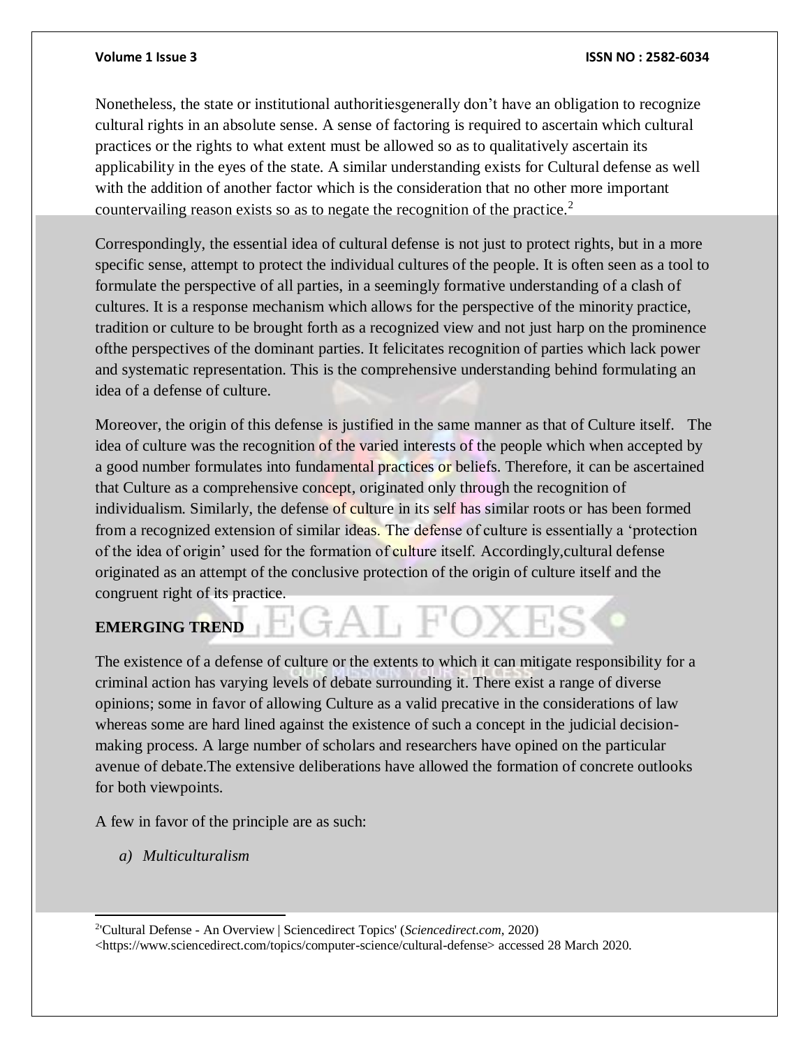Nonetheless, the state or institutional authoritiesgenerally don't have an obligation to recognize cultural rights in an absolute sense. A sense of factoring is required to ascertain which cultural practices or the rights to what extent must be allowed so as to qualitatively ascertain its applicability in the eyes of the state. A similar understanding exists for Cultural defense as well with the addition of another factor which is the consideration that no other more important countervailing reason exists so as to negate the recognition of the practice.[2]

Correspondingly, the essential idea of cultural defense is not just to protect rights, but in a more specific sense, attempt to protect the individual cultures of the people. It is often seen as a tool to formulate the perspective of all parties, in a seemingly formative understanding of a clash of cultures. It is a response mechanism which allows for the perspective of the minority practice, tradition or culture to be brought forth as a recognized view and not just harp on the prominence ofthe perspectives of the dominant parties. It felicitates recognition of parties which lack power and systematic representation. This is the comprehensive understanding behind formulating an idea of a defense of culture.

Moreover, the origin of this defense is justified in the same manner as that of Culture itself. The idea of culture was the recognition of the varied interests of the people which when accepted by a good number formulates into fundamental practices or beliefs. Therefore, it can be ascertained that Culture as a comprehensive concept, originated only through the recognition of individualism. Similarly, the defense of culture in its self has similar roots or has been formed from a recognized extension of similar ideas. The defense of culture is essentially a 'protection of the idea of origin' used for the formation of culture itself. Accordingly,cultural defense originated as an attempt of the conclusive protection of the origin of culture itself and the congruent right of its practice.

**EMERGING TREND**

The existence of a defense of culture or the extents to which it can mitigate responsibility for a criminal action has varying levels of debate surrounding it. There exist a range of diverse opinions; some in favor of allowing Culture as a valid precative in the considerations of law whereas some are hard lined against the existence of such a concept in the judicial decision-making process. A large number of scholars and researchers have opined on the particular avenue of debate.The extensive deliberations have allowed the formation of concrete outlooks for both viewpoints.

A few in favor of the principle are as such:

*a) Multiculturalism*

---

[2] 'Cultural Defense - An Overview | Sciencedirect Topics' (*Sciencedirect.com*, 2020) <https://www.sciencedirect.com/topics/computer-science/cultural-defense> accessed 28 March 2020.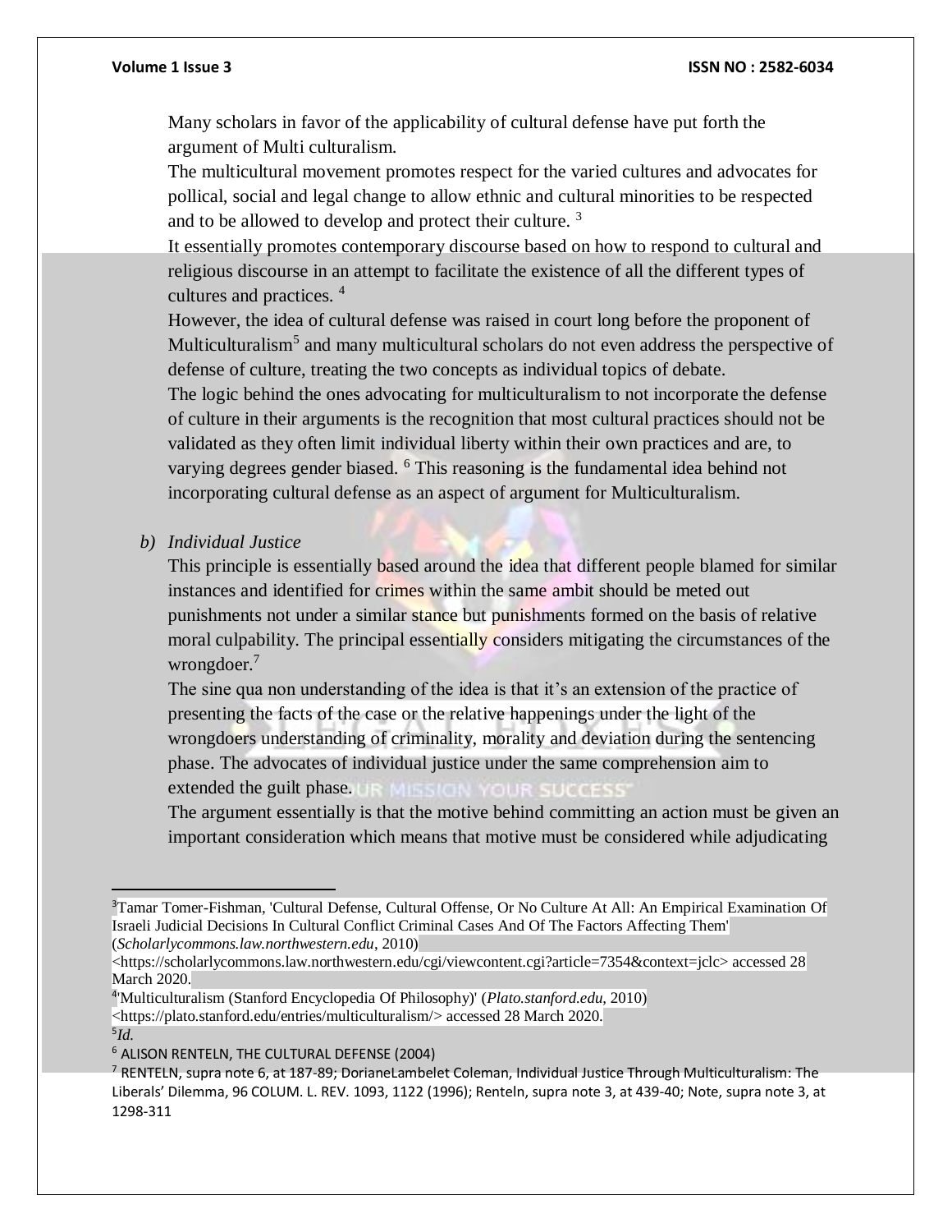Many scholars in favor of the applicability of cultural defense have put forth the argument of Multi culturalism.

The multicultural movement promotes respect for the varied cultures and advocates for pollical, social and legal change to allow ethnic and cultural minorities to be respected and to be allowed to develop and protect their culture. [3]

It essentially promotes contemporary discourse based on how to respond to cultural and religious discourse in an attempt to facilitate the existence of all the different types of cultures and practices. [4]

However, the idea of cultural defense was raised in court long before the proponent of Multiculturalism[5] and many multicultural scholars do not even address the perspective of defense of culture, treating the two concepts as individual topics of debate.

The logic behind the ones advocating for multiculturalism to not incorporate the defense of culture in their arguments is the recognition that most cultural practices should not be validated as they often limit individual liberty within their own practices and are, to varying degrees gender biased. [6] This reasoning is the fundamental idea behind not incorporating cultural defense as an aspect of argument for Multiculturalism.

b) *Individual Justice*

This principle is essentially based around the idea that different people blamed for similar instances and identified for crimes within the same ambit should be meted out punishments not under a similar stance but punishments formed on the basis of relative moral culpability. The principal essentially considers mitigating the circumstances of the wrongdoer.[7]

The sine qua non understanding of the idea is that it's an extension of the practice of presenting the facts of the case or the relative happenings under the light of the wrongdoers understanding of criminality, morality and deviation during the sentencing phase. The advocates of individual justice under the same comprehension aim to extended the guilt phase.

The argument essentially is that the motive behind committing an action must be given an important consideration which means that motive must be considered while adjudicating

---

[3] Tamar Tomer-Fishman, 'Cultural Defense, Cultural Offense, Or No Culture At All: An Empirical Examination Of Israeli Judicial Decisions In Cultural Conflict Criminal Cases And Of The Factors Affecting Them' (*Scholarlycommons.law.northwestern.edu*, 2010) <https://scholarlycommons.law.northwestern.edu/cgi/viewcontent.cgi?article=7354&context=jclc> accessed 28 March 2020.

[4] 'Multiculturalism (Stanford Encyclopedia Of Philosophy)' (*Plato.stanford.edu*, 2010) <https://plato.stanford.edu/entries/multiculturalism/> accessed 28 March 2020.

[5] *Id.*

[6] ALISON RENTELN, THE CULTURAL DEFENSE (2004)

[7] RENTELN, supra note 6, at 187-89; DorianeLambelet Coleman, Individual Justice Through Multiculturalism: The Liberals' Dilemma, 96 COLUM. L. REV. 1093, 1122 (1996); Renteln, supra note 3, at 439-40; Note, supra note 3, at 1298-311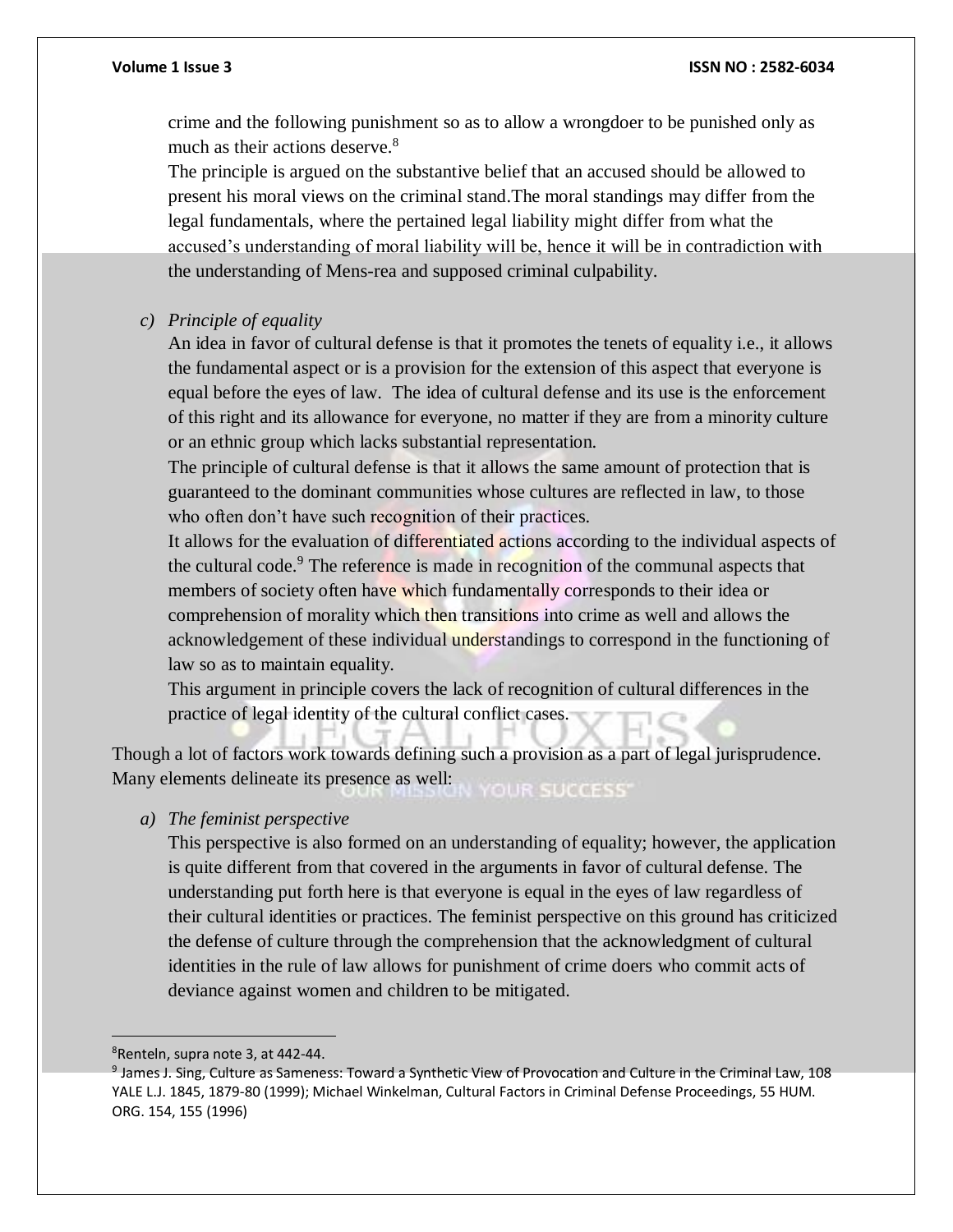crime and the following punishment so as to allow a wrongdoer to be punished only as much as their actions deserve.[8]

The principle is argued on the substantive belief that an accused should be allowed to present his moral views on the criminal stand.The moral standings may differ from the legal fundamentals, where the pertained legal liability might differ from what the accused's understanding of moral liability will be, hence it will be in contradiction with the understanding of Mens-rea and supposed criminal culpability.

c) *Principle of equality*

An idea in favor of cultural defense is that it promotes the tenets of equality i.e., it allows the fundamental aspect or is a provision for the extension of this aspect that everyone is equal before the eyes of law. The idea of cultural defense and its use is the enforcement of this right and its allowance for everyone, no matter if they are from a minority culture or an ethnic group which lacks substantial representation.

The principle of cultural defense is that it allows the same amount of protection that is guaranteed to the dominant communities whose cultures are reflected in law, to those who often don't have such recognition of their practices.

It allows for the evaluation of differentiated actions according to the individual aspects of the cultural code.[9] The reference is made in recognition of the communal aspects that members of society often have which fundamentally corresponds to their idea or comprehension of morality which then transitions into crime as well and allows the acknowledgement of these individual understandings to correspond in the functioning of law so as to maintain equality.

This argument in principle covers the lack of recognition of cultural differences in the practice of legal identity of the cultural conflict cases.

Though a lot of factors work towards defining such a provision as a part of legal jurisprudence. Many elements delineate its presence as well:

a) *The feminist perspective*

This perspective is also formed on an understanding of equality; however, the application is quite different from that covered in the arguments in favor of cultural defense. The understanding put forth here is that everyone is equal in the eyes of law regardless of their cultural identities or practices. The feminist perspective on this ground has criticized the defense of culture through the comprehension that the acknowledgment of cultural identities in the rule of law allows for punishment of crime doers who commit acts of deviance against women and children to be mitigated.

---

[8] Renteln, supra note 3, at 442-44.

[9] James J. Sing, Culture as Sameness: Toward a Synthetic View of Provocation and Culture in the Criminal Law, 108 YALE L.J. 1845, 1879-80 (1999); Michael Winkelman, Cultural Factors in Criminal Defense Proceedings, 55 HUM. ORG. 154, 155 (1996)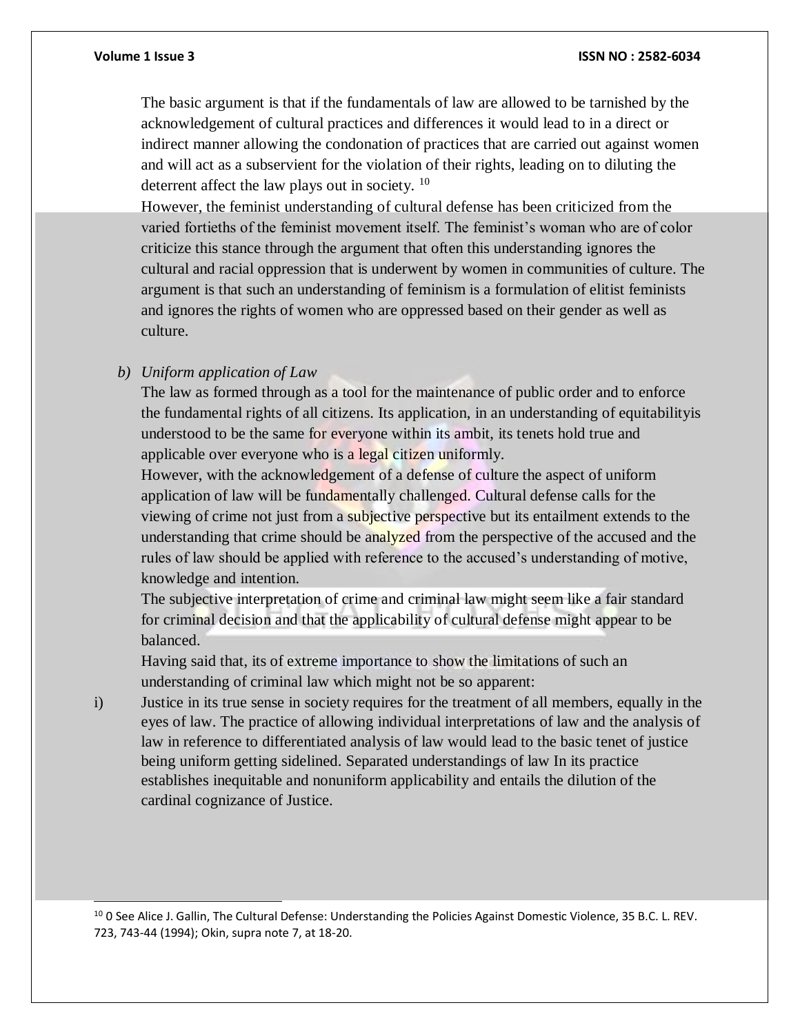The basic argument is that if the fundamentals of law are allowed to be tarnished by the acknowledgement of cultural practices and differences it would lead to in a direct or indirect manner allowing the condonation of practices that are carried out against women and will act as a subservient for the violation of their rights, leading on to diluting the deterrent affect the law plays out in society. [10]

However, the feminist understanding of cultural defense has been criticized from the varied fortieths of the feminist movement itself. The feminist's woman who are of color criticize this stance through the argument that often this understanding ignores the cultural and racial oppression that is underwent by women in communities of culture. The argument is that such an understanding of feminism is a formulation of elitist feminists and ignores the rights of women who are oppressed based on their gender as well as culture.

b) *Uniform application of Law*

The law as formed through as a tool for the maintenance of public order and to enforce the fundamental rights of all citizens. Its application, in an understanding of equitabilityis understood to be the same for everyone within its ambit, its tenets hold true and applicable over everyone who is a legal citizen uniformly.

However, with the acknowledgement of a defense of culture the aspect of uniform application of law will be fundamentally challenged. Cultural defense calls for the viewing of crime not just from a subjective perspective but its entailment extends to the understanding that crime should be analyzed from the perspective of the accused and the rules of law should be applied with reference to the accused's understanding of motive, knowledge and intention.

The subjective interpretation of crime and criminal law might seem like a fair standard for criminal decision and that the applicability of cultural defense might appear to be balanced.

Having said that, its of extreme importance to show the limitations of such an understanding of criminal law which might not be so apparent:

i) Justice in its true sense in society requires for the treatment of all members, equally in the eyes of law. The practice of allowing individual interpretations of law and the analysis of law in reference to differentiated analysis of law would lead to the basic tenet of justice being uniform getting sidelined. Separated understandings of law In its practice establishes inequitable and nonuniform applicability and entails the dilution of the cardinal cognizance of Justice.

---

[10] 0 See Alice J. Gallin, The Cultural Defense: Understanding the Policies Against Domestic Violence, 35 B.C. L. REV. 723, 743-44 (1994); Okin, supra note 7, at 18-20.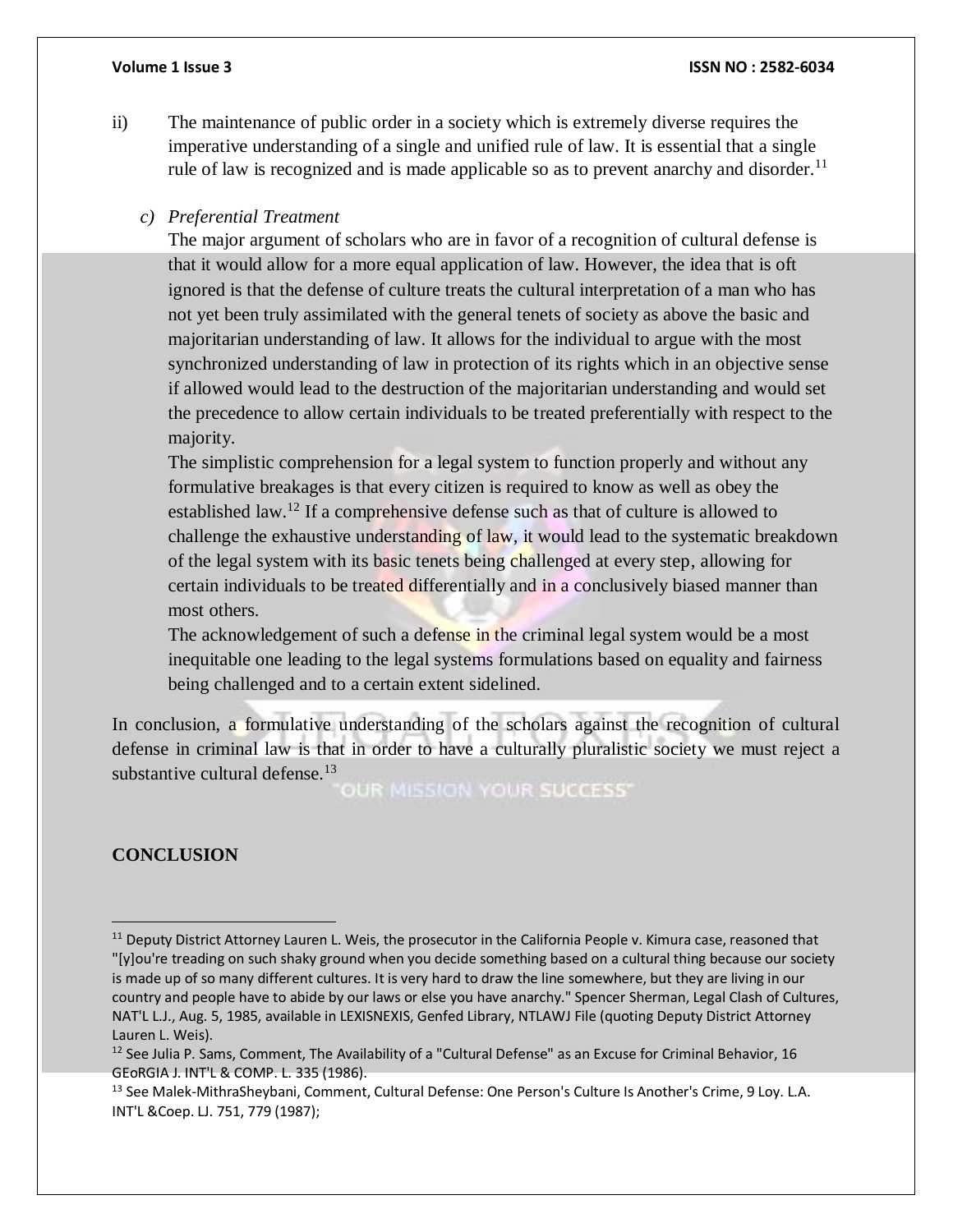ii) The maintenance of public order in a society which is extremely diverse requires the imperative understanding of a single and unified rule of law. It is essential that a single rule of law is recognized and is made applicable so as to prevent anarchy and disorder.[11]

*c) Preferential Treatment*

The major argument of scholars who are in favor of a recognition of cultural defense is that it would allow for a more equal application of law. However, the idea that is oft ignored is that the defense of culture treats the cultural interpretation of a man who has not yet been truly assimilated with the general tenets of society as above the basic and majoritarian understanding of law. It allows for the individual to argue with the most synchronized understanding of law in protection of its rights which in an objective sense if allowed would lead to the destruction of the majoritarian understanding and would set the precedence to allow certain individuals to be treated preferentially with respect to the majority.

The simplistic comprehension for a legal system to function properly and without any formulative breakages is that every citizen is required to know as well as obey the established law.[12] If a comprehensive defense such as that of culture is allowed to challenge the exhaustive understanding of law, it would lead to the systematic breakdown of the legal system with its basic tenets being challenged at every step, allowing for certain individuals to be treated differentially and in a conclusively biased manner than most others.

The acknowledgement of such a defense in the criminal legal system would be a most inequitable one leading to the legal systems formulations based on equality and fairness being challenged and to a certain extent sidelined.

In conclusion, a formulative understanding of the scholars against the recognition of cultural defense in criminal law is that in order to have a culturally pluralistic society we must reject a substantive cultural defense.[13]

## CONCLUSION

---

[11] Deputy District Attorney Lauren L. Weis, the prosecutor in the California People v. Kimura case, reasoned that "[y]ou're treading on such shaky ground when you decide something based on a cultural thing because our society is made up of so many different cultures. It is very hard to draw the line somewhere, but they are living in our country and people have to abide by our laws or else you have anarchy." Spencer Sherman, Legal Clash of Cultures, NAT'L L.J., Aug. 5, 1985, available in LEXISNEXIS, Genfed Library, NTLAWJ File (quoting Deputy District Attorney Lauren L. Weis).

[12] See Julia P. Sams, Comment, The Availability of a "Cultural Defense" as an Excuse for Criminal Behavior, 16 GEoRGIA J. INT'L & COMP. L. 335 (1986).

[13] See Malek-MithraSheybani, Comment, Cultural Defense: One Person's Culture Is Another's Crime, 9 Loy. L.A. INT'L &Coep. LJ. 751, 779 (1987);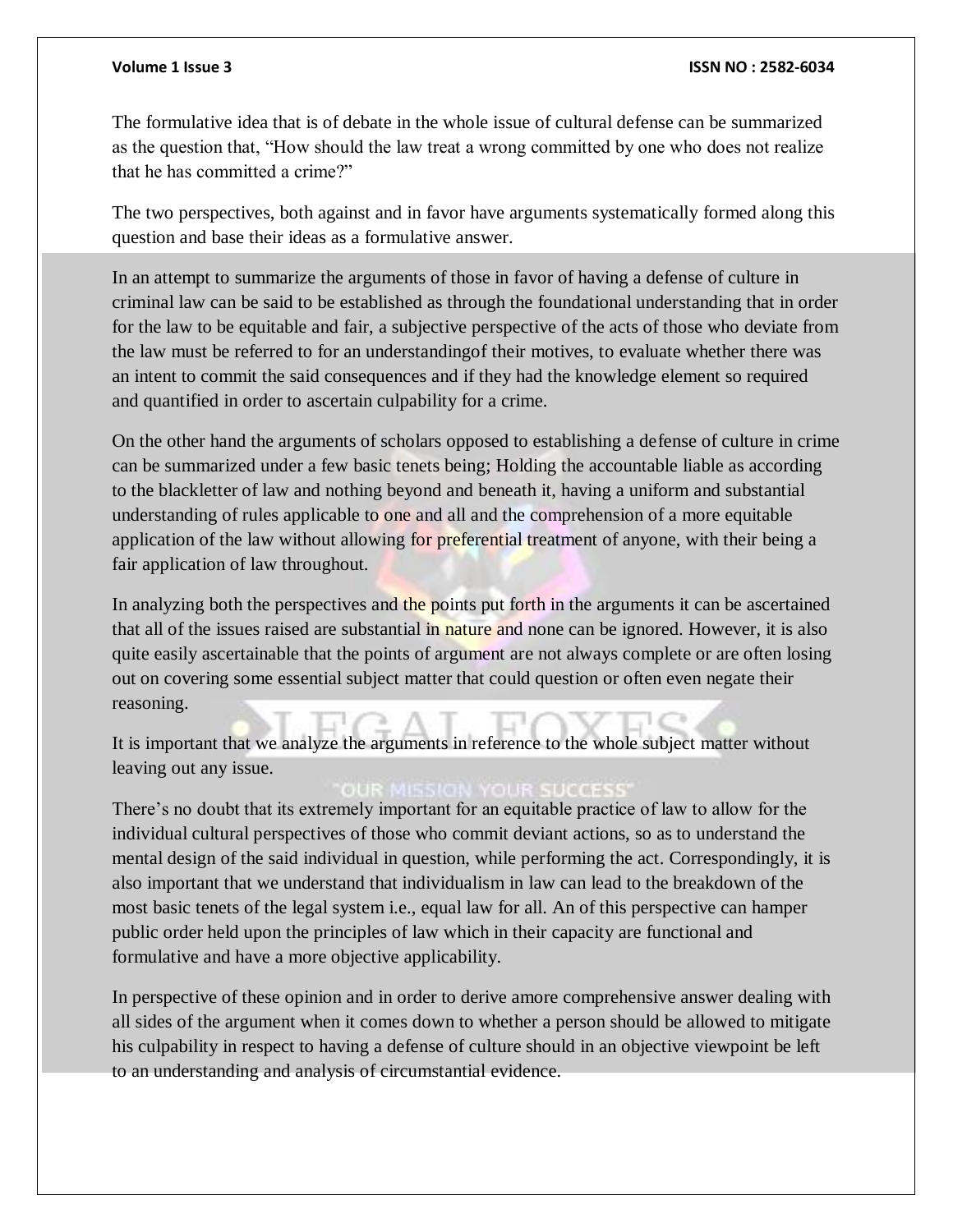The formulative idea that is of debate in the whole issue of cultural defense can be summarized as the question that, "How should the law treat a wrong committed by one who does not realize that he has committed a crime?"

The two perspectives, both against and in favor have arguments systematically formed along this question and base their ideas as a formulative answer.

In an attempt to summarize the arguments of those in favor of having a defense of culture in criminal law can be said to be established as through the foundational understanding that in order for the law to be equitable and fair, a subjective perspective of the acts of those who deviate from the law must be referred to for an understandingof their motives, to evaluate whether there was an intent to commit the said consequences and if they had the knowledge element so required and quantified in order to ascertain culpability for a crime.

On the other hand the arguments of scholars opposed to establishing a defense of culture in crime can be summarized under a few basic tenets being; Holding the accountable liable as according to the blackletter of law and nothing beyond and beneath it, having a uniform and substantial understanding of rules applicable to one and all and the comprehension of a more equitable application of the law without allowing for preferential treatment of anyone, with their being a fair application of law throughout.

In analyzing both the perspectives and the points put forth in the arguments it can be ascertained that all of the issues raised are substantial in nature and none can be ignored. However, it is also quite easily ascertainable that the points of argument are not always complete or are often losing out on covering some essential subject matter that could question or often even negate their reasoning.

It is important that we analyze the arguments in reference to the whole subject matter without leaving out any issue.

There's no doubt that its extremely important for an equitable practice of law to allow for the individual cultural perspectives of those who commit deviant actions, so as to understand the mental design of the said individual in question, while performing the act. Correspondingly, it is also important that we understand that individualism in law can lead to the breakdown of the most basic tenets of the legal system i.e., equal law for all. An of this perspective can hamper public order held upon the principles of law which in their capacity are functional and formulative and have a more objective applicability.

In perspective of these opinion and in order to derive amore comprehensive answer dealing with all sides of the argument when it comes down to whether a person should be allowed to mitigate his culpability in respect to having a defense of culture should in an objective viewpoint be left to an understanding and analysis of circumstantial evidence.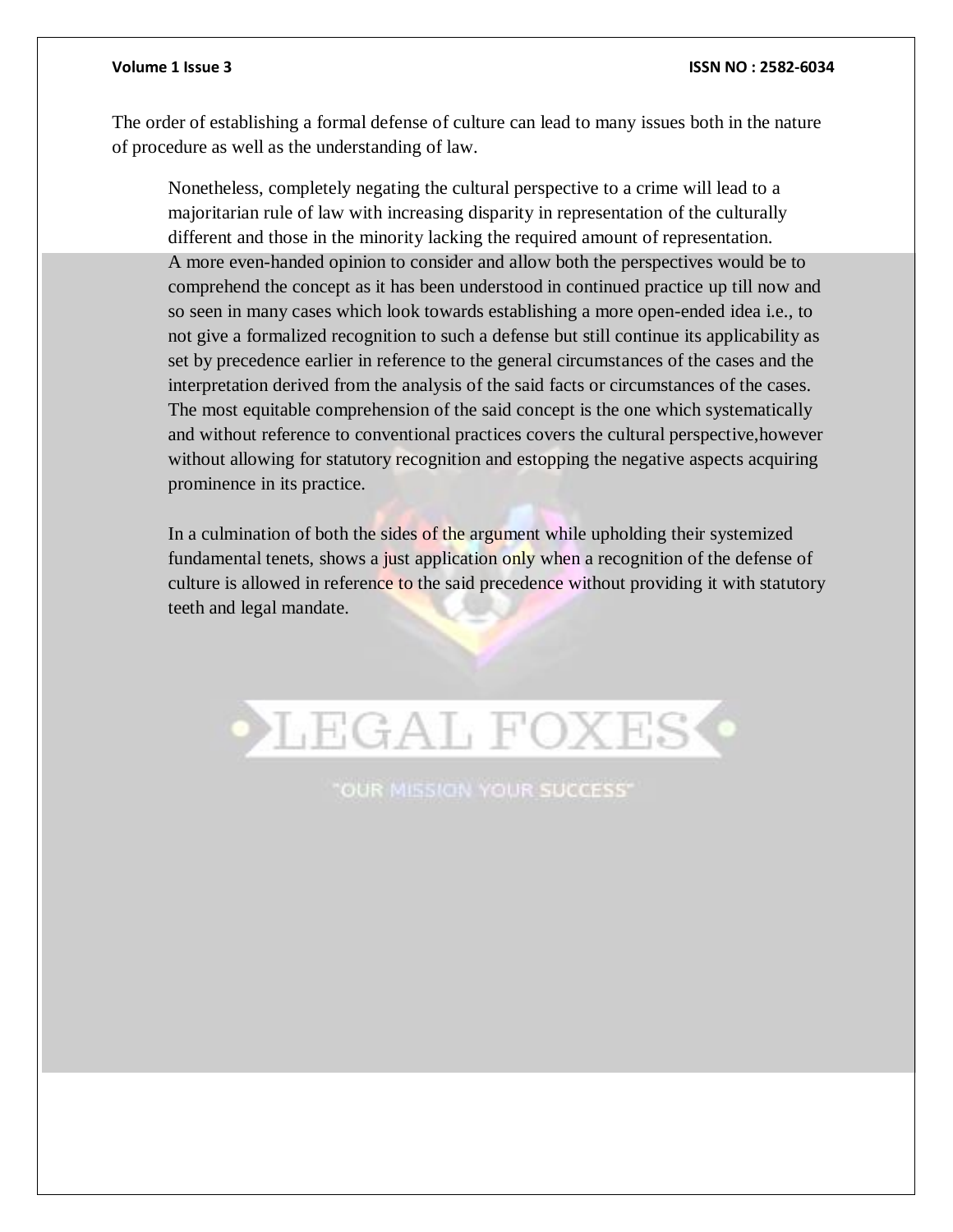The order of establishing a formal defense of culture can lead to many issues both in the nature of procedure as well as the understanding of law.

Nonetheless, completely negating the cultural perspective to a crime will lead to a majoritarian rule of law with increasing disparity in representation of the culturally different and those in the minority lacking the required amount of representation.
A more even-handed opinion to consider and allow both the perspectives would be to comprehend the concept as it has been understood in continued practice up till now and so seen in many cases which look towards establishing a more open-ended idea i.e., to not give a formalized recognition to such a defense but still continue its applicability as set by precedence earlier in reference to the general circumstances of the cases and the interpretation derived from the analysis of the said facts or circumstances of the cases.
The most equitable comprehension of the said concept is the one which systematically and without reference to conventional practices covers the cultural perspective,however without allowing for statutory recognition and estopping the negative aspects acquiring prominence in its practice.

In a culmination of both the sides of the argument while upholding their systemized fundamental tenets, shows a just application only when a recognition of the defense of culture is allowed in reference to the said precedence without providing it with statutory teeth and legal mandate.